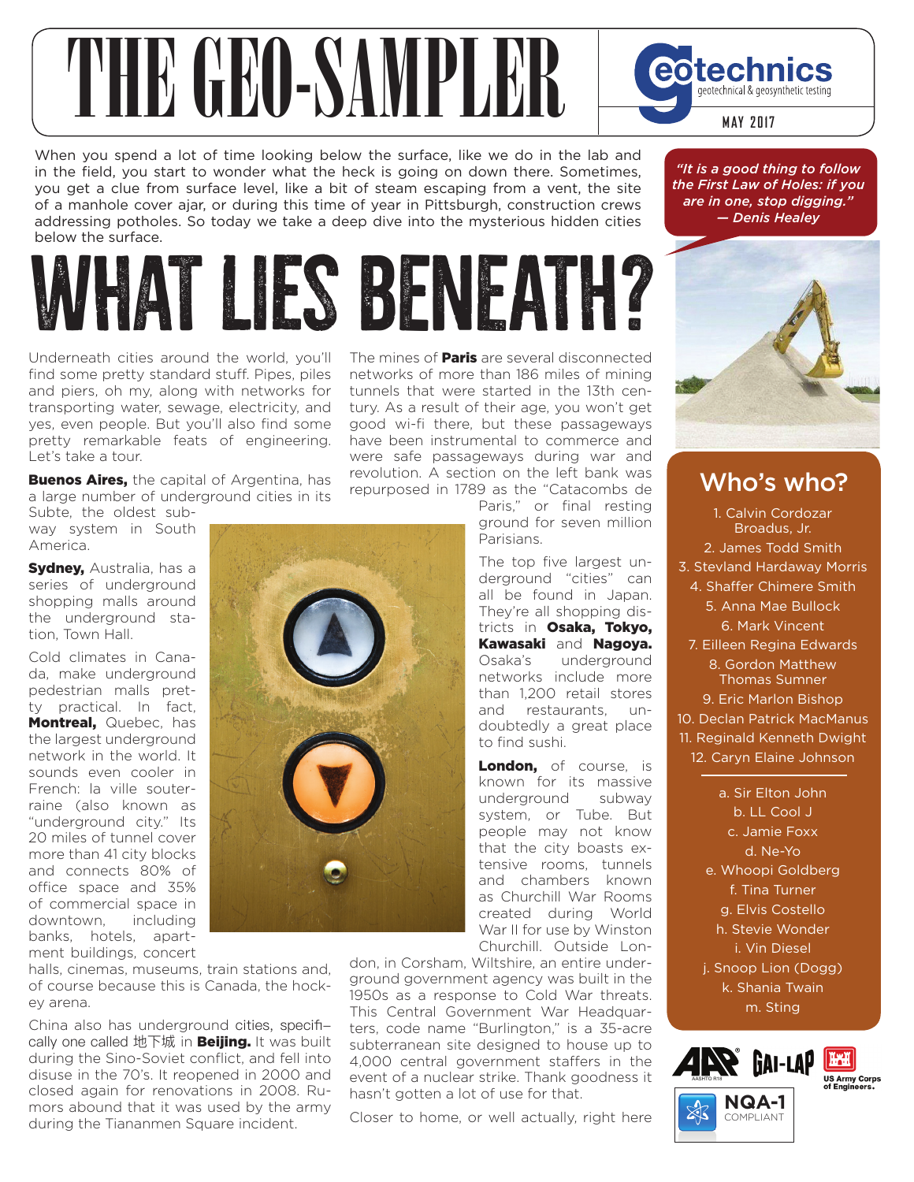# THE GEO-SAMPLER

geotechnics — geotechnical & geosynthetic testing

MAY 2017

When you spend a lot of time looking below the surface, like we do in the lab and in the field, you start to wonder what the heck is going on down there. Sometimes, you get a clue from surface level, like a bit of steam escaping from a vent, the site of a manhole cover ajar, or during this time of year in Pittsburgh, construction crews addressing potholes. So today we take a deep dive into the mysterious hidden cities below the surface.

> *"It is a good thing to follow the First Law of Holes: if you are in one, stop digging." — Denis Healey*

## WHAT LIES BENEATH?

Underneath cities around the world, you'll find some pretty standard stuff. Pipes, piles and piers, oh my, along with networks for transporting water, sewage, electricity, and yes, even people. But you'll also find some pretty remarkable feats of engineering. Let's take a tour.

**Buenos Aires,** the capital of Argentina, has a large number of underground cities in its Subte, the oldest subway system in South America.

**Sydney,** Australia, has a series of underground shopping malls around the underground station, Town Hall.

Cold climates in Canada, make underground pedestrian malls pretty practical. In fact, **Montreal,** Quebec, has the largest underground network in the world. It sounds even cooler in French: la ville souterraine (also known as "underground city." Its 20 miles of tunnel cover more than 41 city blocks and connects 80% of office space and 35% of commercial space in downtown, including banks, hotels, apartment buildings, concert halls, cinemas, museums, train stations and, of course because this is Canada, the hockey arena.

China also has underground cities, specifically one called 地下城 in **Beijing.** It was built during the Sino-Soviet conflict, and fell into disuse in the 70's. It reopened in 2000 and closed again for renovations in 2008. Rumors abound that it was used by the army during the Tiananmen Square incident.

The mines of **Paris** are several disconnected networks of more than 186 miles of mining tunnels that were started in the 13th century. As a result of their age, you won't get good wi-fi there, but these passageways have been instrumental to commerce and were safe passageways during war and revolution. A section on the left bank was repurposed in 1789 as the "Catacombs de Paris," or final resting ground for seven million Parisians.

The top five largest underground "cities" can all be found in Japan. They're all shopping districts in **Osaka, Tokyo, Kawasaki** and **Nagoya.** Osaka's underground networks include more than 1,200 retail stores and restaurants, undoubtedly a great place to find sushi.

**London,** of course, is known for its massive underground subway system, or Tube. But people may not know that the city boasts extensive rooms, tunnels and chambers known as Churchill War Rooms created during World War II for use by Winston Churchill. Outside London, in Corsham, Wiltshire, an entire underground government agency was built in the 1950s as a response to Cold War threats. This Central Government War Headquarters, code name "Burlington," is a 35-acre subterranean site designed to house up to 4,000 central government staffers in the event of a nuclear strike. Thank goodness it hasn't gotten a lot of use for that.

Closer to home, or well actually, right here

## Who's who?

1. Calvin Cordozar Broadus, Jr.
2. James Todd Smith
3. Stevland Hardaway Morris
4. Shaffer Chimere Smith
5. Anna Mae Bullock
6. Mark Vincent
7. Eilleen Regina Edwards
8. Gordon Matthew Thomas Sumner
9. Eric Marlon Bishop
10. Declan Patrick MacManus
11. Reginald Kenneth Dwight
12. Caryn Elaine Johnson

a. Sir Elton John
b. LL Cool J
c. Jamie Foxx
d. Ne-Yo
e. Whoopi Goldberg
f. Tina Turner
g. Elvis Costello
h. Stevie Wonder
i. Vin Diesel
j. Snoop Lion (Dogg)
k. Shania Twain
m. Sting

AASHTO R18 · GAI-LAP · US Army Corps of Engineers · NQA-1 COMPLIANT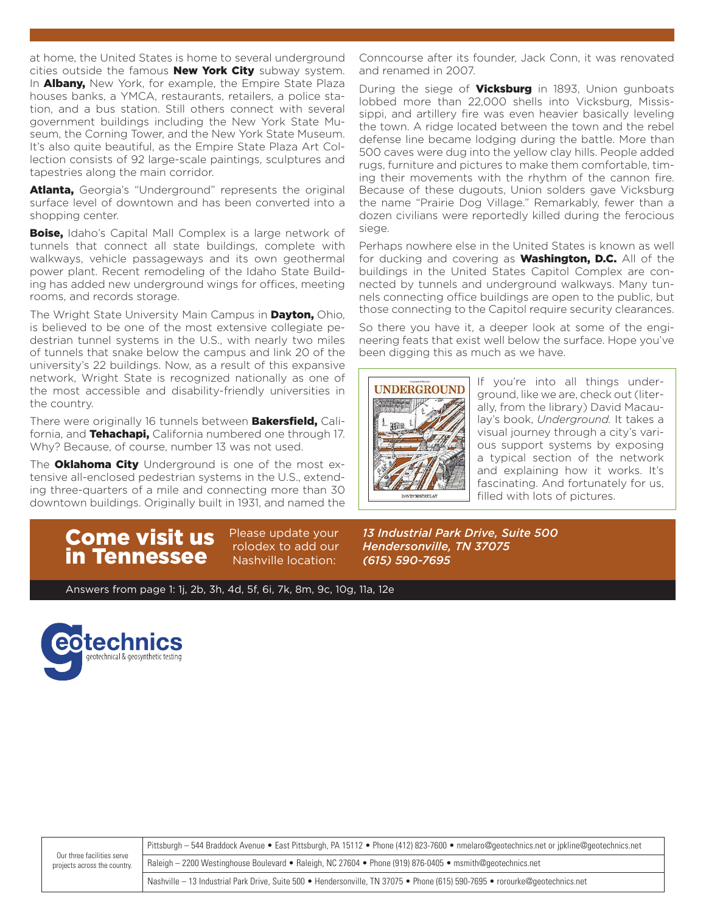at home, the United States is home to several underground cities outside the famous **New York City** subway system. In **Albany,** New York, for example, the Empire State Plaza houses banks, a YMCA, restaurants, retailers, a police station, and a bus station. Still others connect with several government buildings including the New York State Museum, the Corning Tower, and the New York State Museum. It's also quite beautiful, as the Empire State Plaza Art Collection consists of 92 large-scale paintings, sculptures and tapestries along the main corridor.

**Atlanta,** Georgia's "Underground" represents the original surface level of downtown and has been converted into a shopping center.

**Boise,** Idaho's Capital Mall Complex is a large network of tunnels that connect all state buildings, complete with walkways, vehicle passageways and its own geothermal power plant. Recent remodeling of the Idaho State Building has added new underground wings for offices, meeting rooms, and records storage.

The Wright State University Main Campus in **Dayton,** Ohio, is believed to be one of the most extensive collegiate pedestrian tunnel systems in the U.S., with nearly two miles of tunnels that snake below the campus and link 20 of the university's 22 buildings. Now, as a result of this expansive network, Wright State is recognized nationally as one of the most accessible and disability-friendly universities in the country.

There were originally 16 tunnels between **Bakersfield,** California, and **Tehachapi,** California numbered one through 17. Why? Because, of course, number 13 was not used.

The **Oklahoma City** Underground is one of the most extensive all-enclosed pedestrian systems in the U.S., extending three-quarters of a mile and connecting more than 30 downtown buildings. Originally built in 1931, and named the Conncourse after its founder, Jack Conn, it was renovated and renamed in 2007.

During the siege of **Vicksburg** in 1893, Union gunboats lobbed more than 22,000 shells into Vicksburg, Mississippi, and artillery fire was even heavier basically leveling the town. A ridge located between the town and the rebel defense line became lodging during the battle. More than 500 caves were dug into the yellow clay hills. People added rugs, furniture and pictures to make them comfortable, timing their movements with the rhythm of the cannon fire. Because of these dugouts, Union solders gave Vicksburg the name "Prairie Dog Village." Remarkably, fewer than a dozen civilians were reportedly killed during the ferocious siege.

Perhaps nowhere else in the United States is known as well for ducking and covering as **Washington, D.C.** All of the buildings in the United States Capitol Complex are connected by tunnels and underground walkways. Many tunnels connecting office buildings are open to the public, but those connecting to the Capitol require security clearances.

So there you have it, a deeper look at some of the engineering feats that exist well below the surface. Hope you've been digging this as much as we have.

If you're into all things underground, like we are, check out (literally, from the library) David Macaulay's book, *Underground*. It takes a visual journey through a city's various support systems by exposing a typical section of the network and explaining how it works. It's fascinating. And fortunately for us, filled with lots of pictures.

## Come visit us in Tennessee

Please update your rolodex to add our Nashville location:

*13 Industrial Park Drive, Suite 500*
*Hendersonville, TN 37075*
*(615) 590-7695*

Answers from page 1: 1j, 2b, 3h, 4d, 5f, 6i, 7k, 8m, 9c, 10g, 11a, 12e

geotechnics
geotechnical & geosynthetic testing

| | |
|---|---|
| Our three facilities serve projects across the country. | Pittsburgh – 544 Braddock Avenue • East Pittsburgh, PA 15112 • Phone (412) 823-7600 • nmelaro@geotechnics.net or jpkline@geotechnics.net |
| | Raleigh – 2200 Westinghouse Boulevard • Raleigh, NC 27604 • Phone (919) 876-0405 • msmith@geotechnics.net |
| | Nashville – 13 Industrial Park Drive, Suite 500 • Hendersonville, TN 37075 • Phone (615) 590-7695 • rorourke@geotechnics.net |